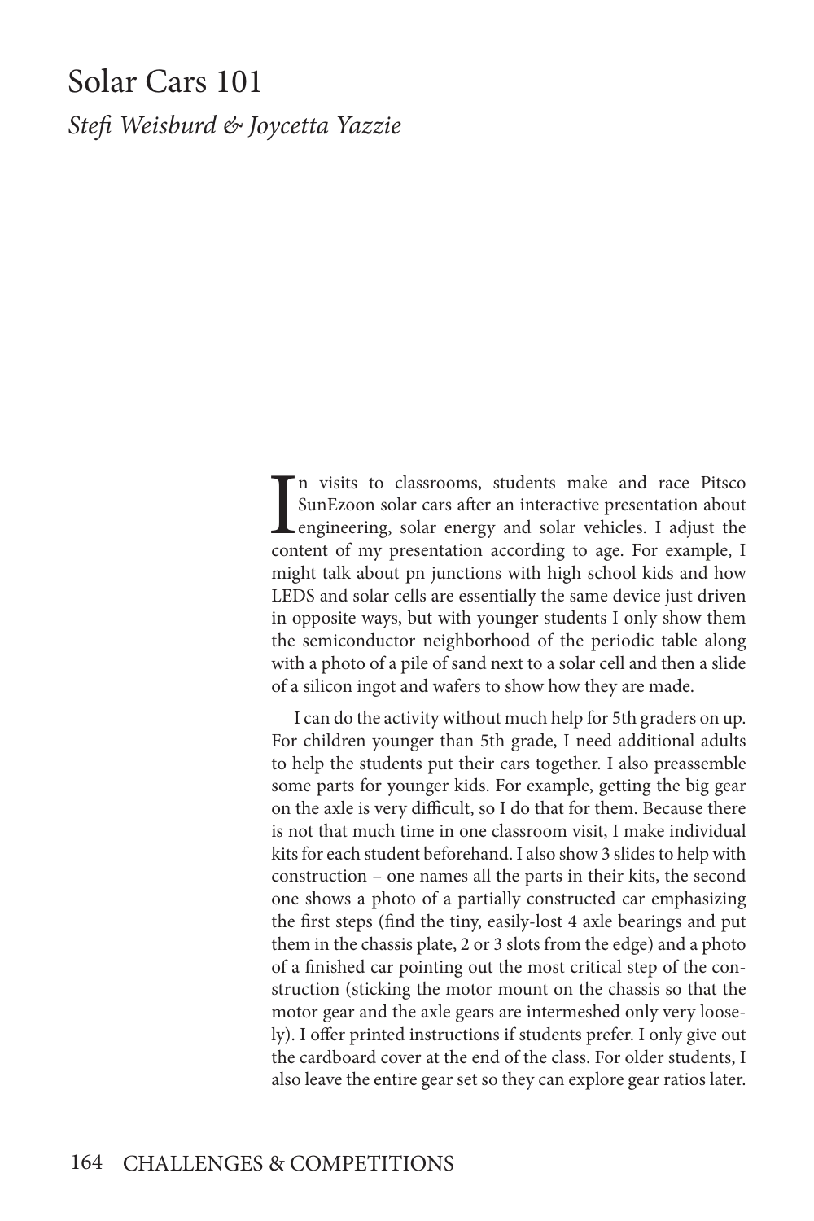# Solar Cars 101

*Stefi Weisburd & Joycetta Yazzie*

In visits to classrooms, students make and race Pitsco SunEzoon solar cars after an interactive presentation about engineering, solar energy and solar vehicles. I adjust the content of my presentation according to age. For example, I might talk about pn junctions with high school kids and how LEDS and solar cells are essentially the same device just driven in opposite ways, but with younger students I only show them the semiconductor neighborhood of the periodic table along with a photo of a pile of sand next to a solar cell and then a slide of a silicon ingot and wafers to show how they are made.

I can do the activity without much help for 5th graders on up. For children younger than 5th grade, I need additional adults to help the students put their cars together. I also preassemble some parts for younger kids. For example, getting the big gear on the axle is very difficult, so I do that for them. Because there is not that much time in one classroom visit, I make individual kits for each student beforehand. I also show 3 slides to help with construction – one names all the parts in their kits, the second one shows a photo of a partially constructed car emphasizing the first steps (find the tiny, easily-lost 4 axle bearings and put them in the chassis plate, 2 or 3 slots from the edge) and a photo of a finished car pointing out the most critical step of the construction (sticking the motor mount on the chassis so that the motor gear and the axle gears are intermeshed only very loosely). I offer printed instructions if students prefer. I only give out the cardboard cover at the end of the class. For older students, I also leave the entire gear set so they can explore gear ratios later.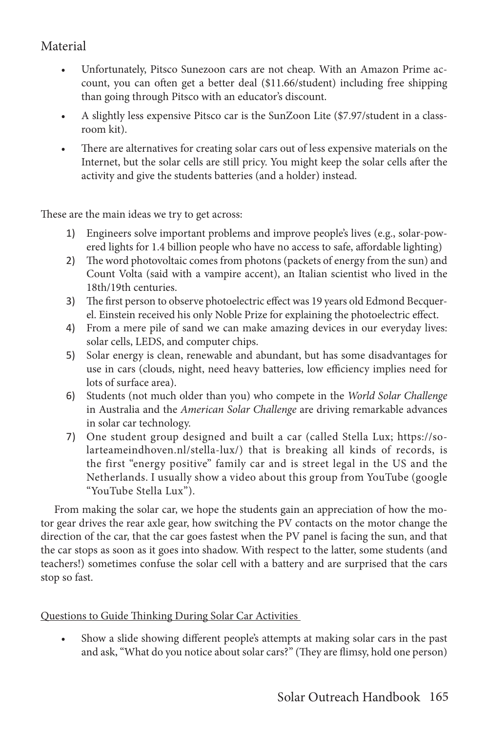## Material

- Unfortunately, Pitsco Sunezoon cars are not cheap. With an Amazon Prime account, you can often get a better deal ($11.66/student) including free shipping than going through Pitsco with an educator's discount.
- A slightly less expensive Pitsco car is the SunZoon Lite ($7.97/student in a classroom kit).
- There are alternatives for creating solar cars out of less expensive materials on the Internet, but the solar cells are still pricy. You might keep the solar cells after the activity and give the students batteries (and a holder) instead.

These are the main ideas we try to get across:

1) Engineers solve important problems and improve people's lives (e.g., solar-powered lights for 1.4 billion people who have no access to safe, affordable lighting)
2) The word photovoltaic comes from photons (packets of energy from the sun) and Count Volta (said with a vampire accent), an Italian scientist who lived in the 18th/19th centuries.
3) The first person to observe photoelectric effect was 19 years old Edmond Becquerel. Einstein received his only Noble Prize for explaining the photoelectric effect.
4) From a mere pile of sand we can make amazing devices in our everyday lives: solar cells, LEDS, and computer chips.
5) Solar energy is clean, renewable and abundant, but has some disadvantages for use in cars (clouds, night, need heavy batteries, low efficiency implies need for lots of surface area).
6) Students (not much older than you) who compete in the *World Solar Challenge* in Australia and the *American Solar Challenge* are driving remarkable advances in solar car technology.
7) One student group designed and built a car (called Stella Lux; https://solarteameindhoven.nl/stella-lux/) that is breaking all kinds of records, is the first "energy positive" family car and is street legal in the US and the Netherlands. I usually show a video about this group from YouTube (google "YouTube Stella Lux").

From making the solar car, we hope the students gain an appreciation of how the motor gear drives the rear axle gear, how switching the PV contacts on the motor change the direction of the car, that the car goes fastest when the PV panel is facing the sun, and that the car stops as soon as it goes into shadow. With respect to the latter, some students (and teachers!) sometimes confuse the solar cell with a battery and are surprised that the cars stop so fast.

<u>Questions to Guide Thinking During Solar Car Activities</u>

- Show a slide showing different people's attempts at making solar cars in the past and ask, "What do you notice about solar cars?" (They are flimsy, hold one person)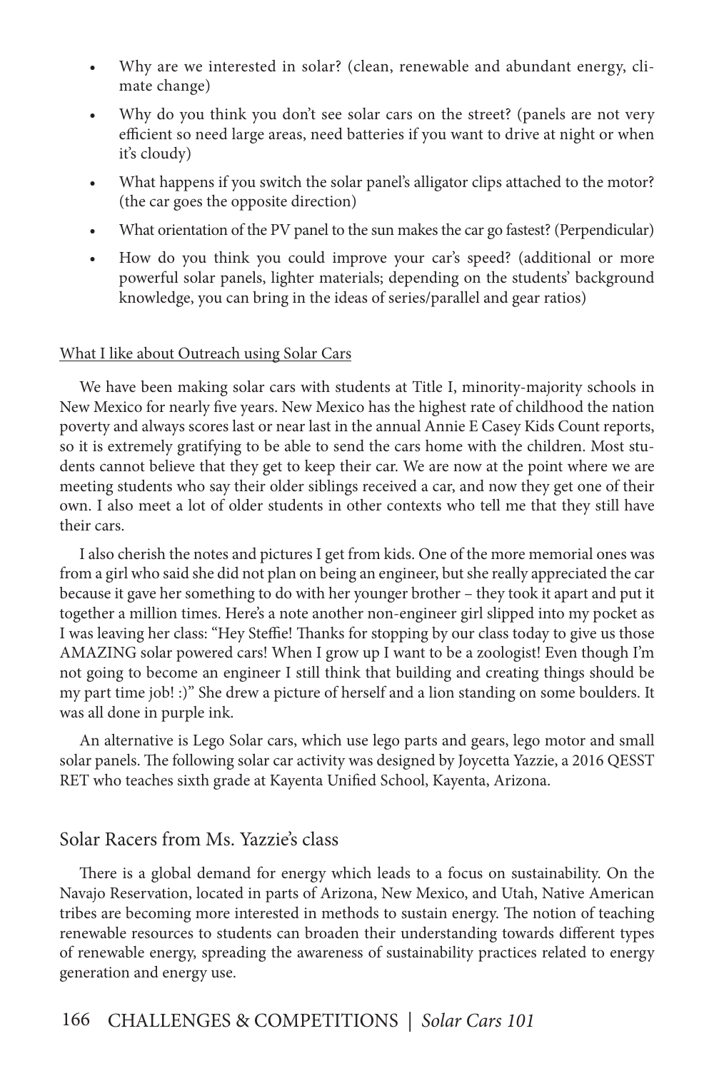- Why are we interested in solar? (clean, renewable and abundant energy, climate change)
- Why do you think you don't see solar cars on the street? (panels are not very efficient so need large areas, need batteries if you want to drive at night or when it's cloudy)
- What happens if you switch the solar panel's alligator clips attached to the motor? (the car goes the opposite direction)
- What orientation of the PV panel to the sun makes the car go fastest? (Perpendicular)
- How do you think you could improve your car's speed? (additional or more powerful solar panels, lighter materials; depending on the students' background knowledge, you can bring in the ideas of series/parallel and gear ratios)

<u>What I like about Outreach using Solar Cars</u>

We have been making solar cars with students at Title I, minority-majority schools in New Mexico for nearly five years. New Mexico has the highest rate of childhood the nation poverty and always scores last or near last in the annual Annie E Casey Kids Count reports, so it is extremely gratifying to be able to send the cars home with the children. Most students cannot believe that they get to keep their car. We are now at the point where we are meeting students who say their older siblings received a car, and now they get one of their own. I also meet a lot of older students in other contexts who tell me that they still have their cars.

I also cherish the notes and pictures I get from kids. One of the more memorial ones was from a girl who said she did not plan on being an engineer, but she really appreciated the car because it gave her something to do with her younger brother – they took it apart and put it together a million times. Here's a note another non-engineer girl slipped into my pocket as I was leaving her class: "Hey Steffie! Thanks for stopping by our class today to give us those AMAZING solar powered cars! When I grow up I want to be a zoologist! Even though I'm not going to become an engineer I still think that building and creating things should be my part time job! :)" She drew a picture of herself and a lion standing on some boulders. It was all done in purple ink.

An alternative is Lego Solar cars, which use lego parts and gears, lego motor and small solar panels. The following solar car activity was designed by Joycetta Yazzie, a 2016 QESST RET who teaches sixth grade at Kayenta Unified School, Kayenta, Arizona.

## Solar Racers from Ms. Yazzie's class

There is a global demand for energy which leads to a focus on sustainability. On the Navajo Reservation, located in parts of Arizona, New Mexico, and Utah, Native American tribes are becoming more interested in methods to sustain energy. The notion of teaching renewable resources to students can broaden their understanding towards different types of renewable energy, spreading the awareness of sustainability practices related to energy generation and energy use.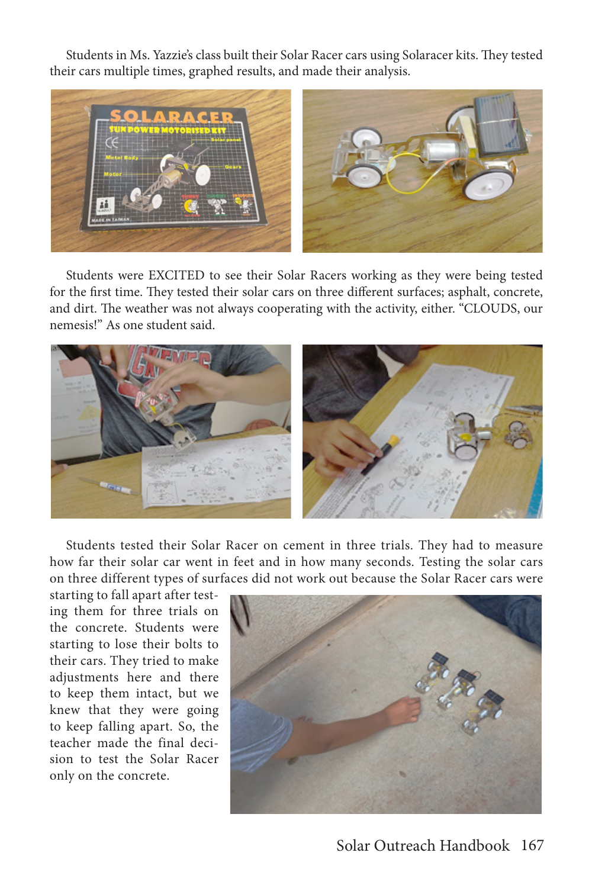Students in Ms. Yazzie's class built their Solar Racer cars using Solaracer kits. They tested their cars multiple times, graphed results, and made their analysis.

Students were EXCITED to see their Solar Racers working as they were being tested for the first time. They tested their solar cars on three different surfaces; asphalt, concrete, and dirt. The weather was not always cooperating with the activity, either. "CLOUDS, our nemesis!" As one student said.

Students tested their Solar Racer on cement in three trials. They had to measure how far their solar car went in feet and in how many seconds. Testing the solar cars on three different types of surfaces did not work out because the Solar Racer cars were starting to fall apart after testing them for three trials on the concrete. Students were starting to lose their bolts to their cars. They tried to make adjustments here and there to keep them intact, but we knew that they were going to keep falling apart. So, the teacher made the final decision to test the Solar Racer only on the concrete.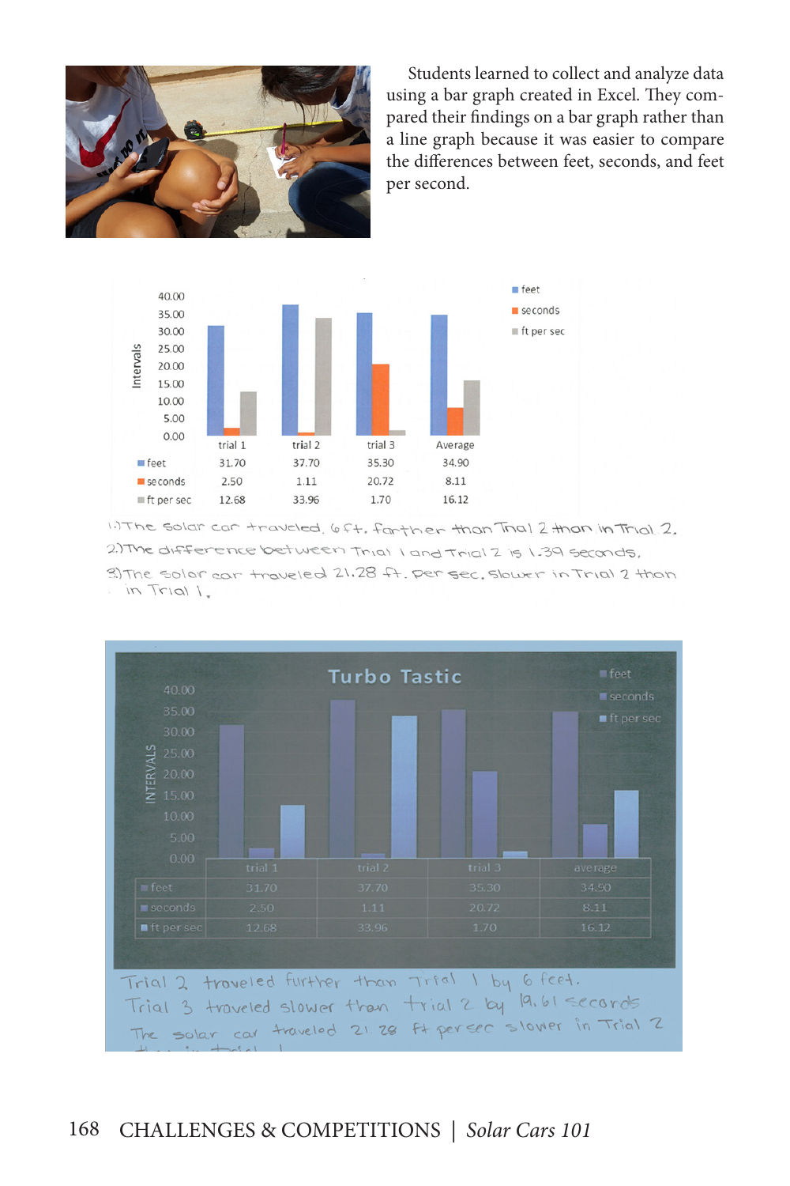Students learned to collect and analyze data using a bar graph created in Excel. They compared their findings on a bar graph rather than a line graph because it was easier to compare the differences between feet, seconds, and feet per second.

Intervals

40.00
35.00
30.00
25.00
20.00
15.00
10.00
5.00
0.00

feet
seconds
ft per sec

trial 1 | trial 2 | trial 3 | Average

feet: 31.70 | 37.70 | 35.30 | 34.90

seconds: 2.50 | 1.11 | 20.72 | 8.11

ft per sec: 12.68 | 33.96 | 1.70 | 16.12

1.) The solar car traveled 6 ft. farther than Trial 2 than in Trial 2.
2.) The difference between Trial 1 and Trial 2 is 1.39 seconds.
3.) The solar car traveled 21.28 ft. per sec. slower in Trial 2 than in Trial 1.

Turbo Tastic

INTERVALS

40.00
35.00
30.00
25.00
20.00
15.00
10.00
5.00
0.00

feet
seconds
ft per sec

trial 1 | trial 2 | trial 3 | average

feet: 31.70 | 37.70 | 35.30 | 34.90

seconds: 2.50 | 1.11 | 20.72 | 8.11

ft per sec: 12.68 | 33.96 | 1.70 | 16.12

Trial 2 traveled further than Trial 1 by 6 feet.
Trial 3 traveled slower than trial 2 by 19.61 seconds
The solar car traveled 21.28 ft per sec slower in Trial 2 than in trial 1